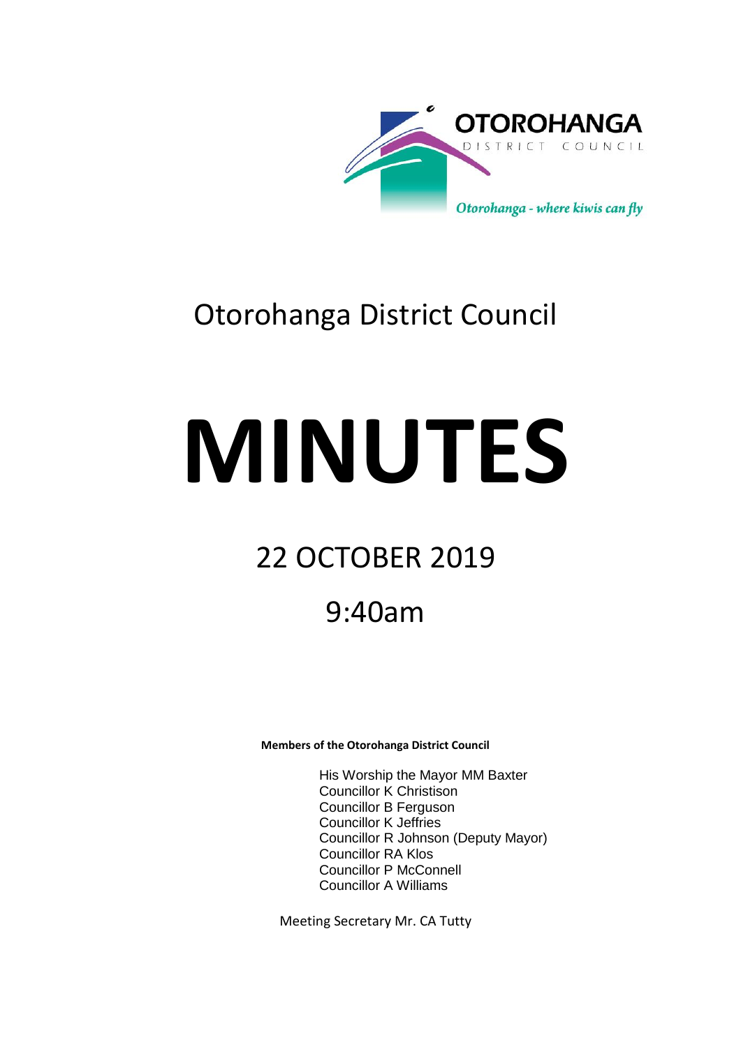OTOROHANGA
DISTRICT COUNCIL

*Otorohanga - where kiwis can fly*

# Otorohanga District Council

# MINUTES

## 22 OCTOBER 2019

## 9:40am

**Members of the Otorohanga District Council**

His Worship the Mayor MM Baxter
Councillor K Christison
Councillor B Ferguson
Councillor K Jeffries
Councillor R Johnson (Deputy Mayor)
Councillor RA Klos
Councillor P McConnell
Councillor A Williams

Meeting Secretary Mr. CA Tutty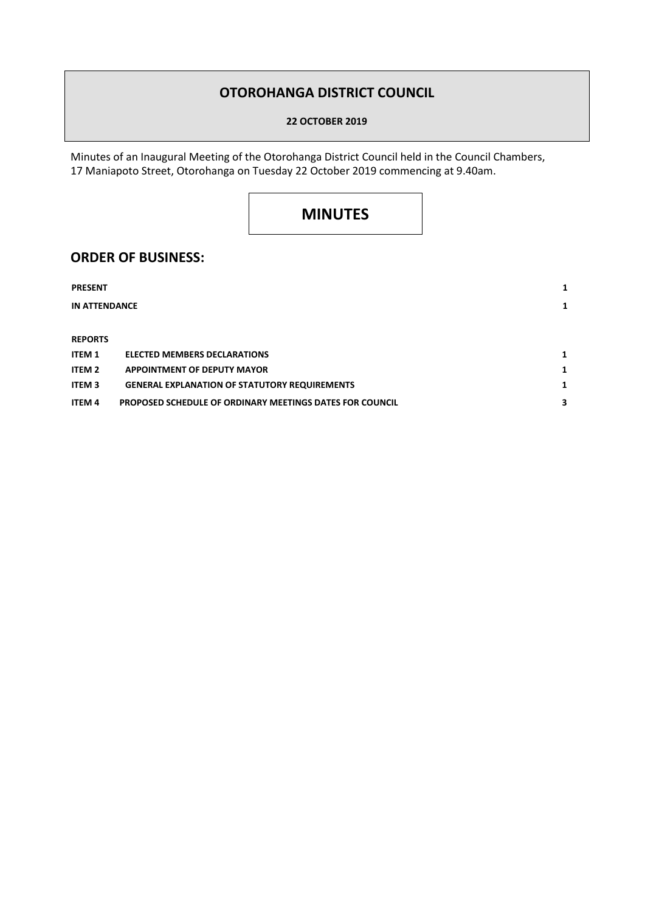# OTOROHANGA DISTRICT COUNCIL

**22 OCTOBER 2019**

Minutes of an Inaugural Meeting of the Otorohanga District Council held in the Council Chambers, 17 Maniapoto Street, Otorohanga on Tuesday 22 October 2019 commencing at 9.40am.

# MINUTES

## ORDER OF BUSINESS:

| | | |
|---|---|---|
| **PRESENT** | | **1** |
| **IN ATTENDANCE** | | **1** |
| | | |
| **REPORTS** | | |
| **ITEM 1** | **ELECTED MEMBERS DECLARATIONS** | **1** |
| **ITEM 2** | **APPOINTMENT OF DEPUTY MAYOR** | **1** |
| **ITEM 3** | **GENERAL EXPLANATION OF STATUTORY REQUIREMENTS** | **1** |
| **ITEM 4** | **PROPOSED SCHEDULE OF ORDINARY MEETINGS DATES FOR COUNCIL** | **3** |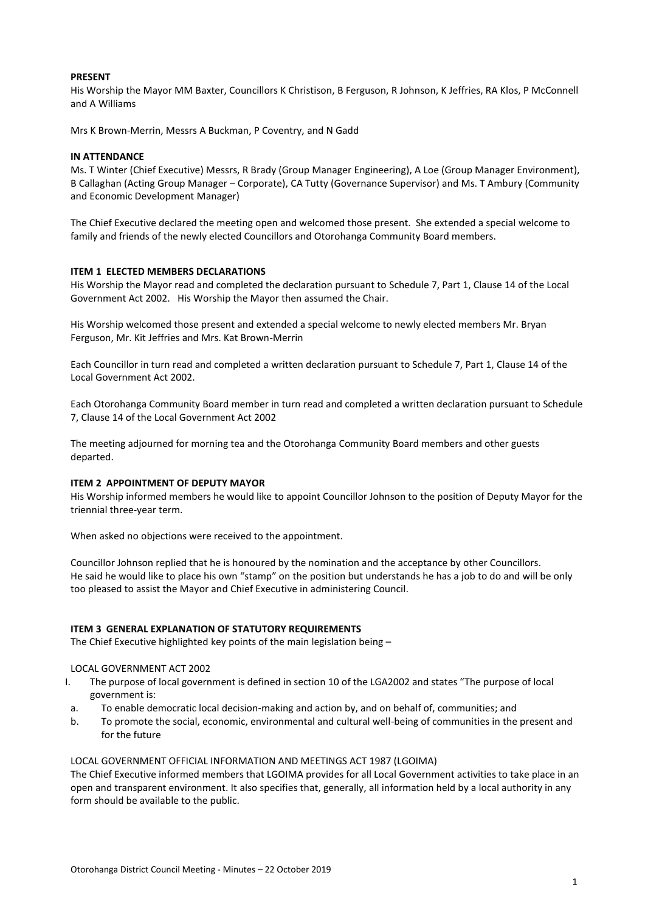**PRESENT**
His Worship the Mayor MM Baxter, Councillors K Christison, B Ferguson, R Johnson, K Jeffries, RA Klos, P McConnell and A Williams

Mrs K Brown-Merrin, Messrs A Buckman, P Coventry, and N Gadd

**IN ATTENDANCE**
Ms. T Winter (Chief Executive) Messrs, R Brady (Group Manager Engineering), A Loe (Group Manager Environment), B Callaghan (Acting Group Manager – Corporate), CA Tutty (Governance Supervisor) and Ms. T Ambury (Community and Economic Development Manager)

The Chief Executive declared the meeting open and welcomed those present. She extended a special welcome to family and friends of the newly elected Councillors and Otorohanga Community Board members.

**ITEM 1 ELECTED MEMBERS DECLARATIONS**
His Worship the Mayor read and completed the declaration pursuant to Schedule 7, Part 1, Clause 14 of the Local Government Act 2002. His Worship the Mayor then assumed the Chair.

His Worship welcomed those present and extended a special welcome to newly elected members Mr. Bryan Ferguson, Mr. Kit Jeffries and Mrs. Kat Brown-Merrin

Each Councillor in turn read and completed a written declaration pursuant to Schedule 7, Part 1, Clause 14 of the Local Government Act 2002.

Each Otorohanga Community Board member in turn read and completed a written declaration pursuant to Schedule 7, Clause 14 of the Local Government Act 2002

The meeting adjourned for morning tea and the Otorohanga Community Board members and other guests departed.

**ITEM 2 APPOINTMENT OF DEPUTY MAYOR**
His Worship informed members he would like to appoint Councillor Johnson to the position of Deputy Mayor for the triennial three-year term.

When asked no objections were received to the appointment.

Councillor Johnson replied that he is honoured by the nomination and the acceptance by other Councillors. He said he would like to place his own "stamp" on the position but understands he has a job to do and will be only too pleased to assist the Mayor and Chief Executive in administering Council.

**ITEM 3 GENERAL EXPLANATION OF STATUTORY REQUIREMENTS**
The Chief Executive highlighted key points of the main legislation being –

LOCAL GOVERNMENT ACT 2002

I. The purpose of local government is defined in section 10 of the LGA2002 and states "The purpose of local government is:
   a. To enable democratic local decision-making and action by, and on behalf of, communities; and
   b. To promote the social, economic, environmental and cultural well-being of communities in the present and for the future

LOCAL GOVERNMENT OFFICIAL INFORMATION AND MEETINGS ACT 1987 (LGOIMA)
The Chief Executive informed members that LGOIMA provides for all Local Government activities to take place in an open and transparent environment. It also specifies that, generally, all information held by a local authority in any form should be available to the public.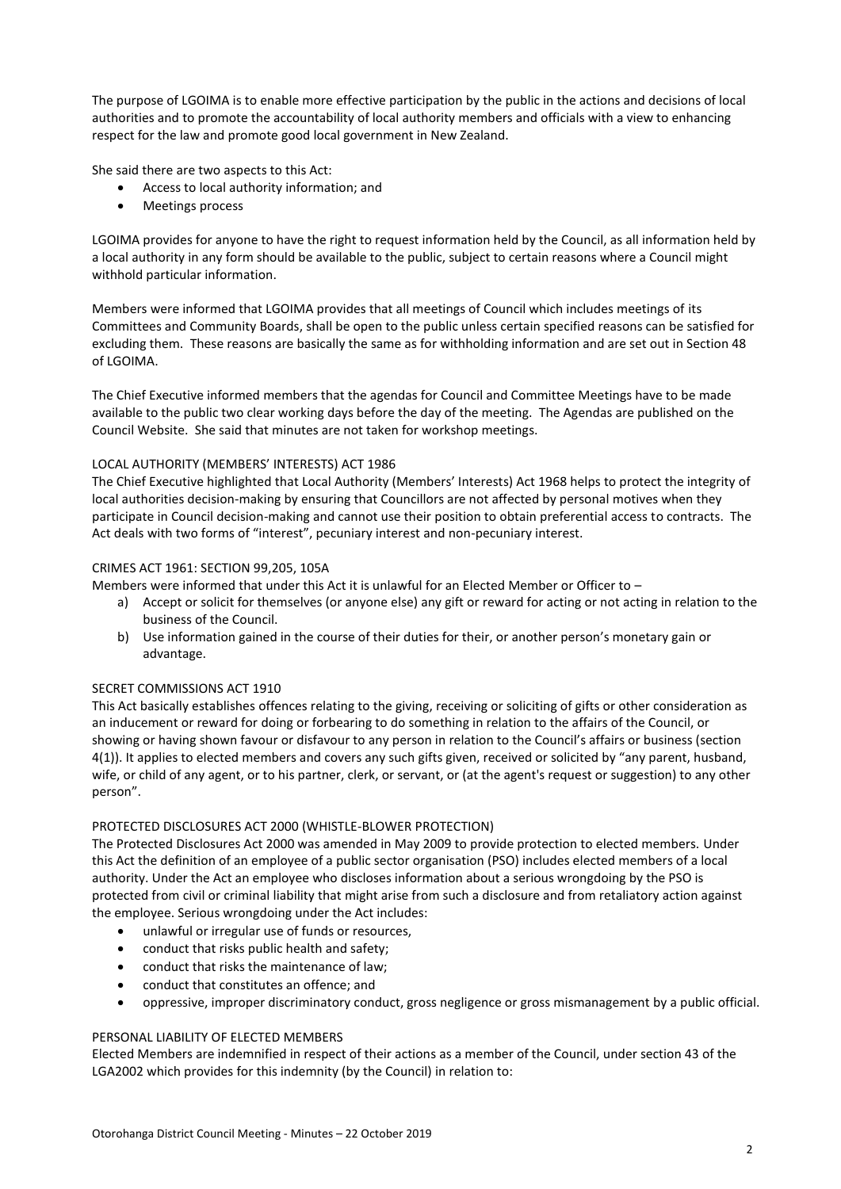The purpose of LGOIMA is to enable more effective participation by the public in the actions and decisions of local authorities and to promote the accountability of local authority members and officials with a view to enhancing respect for the law and promote good local government in New Zealand.

She said there are two aspects to this Act:

- Access to local authority information; and
- Meetings process

LGOIMA provides for anyone to have the right to request information held by the Council, as all information held by a local authority in any form should be available to the public, subject to certain reasons where a Council might withhold particular information.

Members were informed that LGOIMA provides that all meetings of Council which includes meetings of its Committees and Community Boards, shall be open to the public unless certain specified reasons can be satisfied for excluding them. These reasons are basically the same as for withholding information and are set out in Section 48 of LGOIMA.

The Chief Executive informed members that the agendas for Council and Committee Meetings have to be made available to the public two clear working days before the day of the meeting. The Agendas are published on the Council Website. She said that minutes are not taken for workshop meetings.

LOCAL AUTHORITY (MEMBERS' INTERESTS) ACT 1986

The Chief Executive highlighted that Local Authority (Members' Interests) Act 1968 helps to protect the integrity of local authorities decision-making by ensuring that Councillors are not affected by personal motives when they participate in Council decision-making and cannot use their position to obtain preferential access to contracts. The Act deals with two forms of "interest", pecuniary interest and non-pecuniary interest.

CRIMES ACT 1961: SECTION 99,205, 105A

Members were informed that under this Act it is unlawful for an Elected Member or Officer to –

a) Accept or solicit for themselves (or anyone else) any gift or reward for acting or not acting in relation to the business of the Council.
b) Use information gained in the course of their duties for their, or another person's monetary gain or advantage.

SECRET COMMISSIONS ACT 1910

This Act basically establishes offences relating to the giving, receiving or soliciting of gifts or other consideration as an inducement or reward for doing or forbearing to do something in relation to the affairs of the Council, or showing or having shown favour or disfavour to any person in relation to the Council's affairs or business (section 4(1)). It applies to elected members and covers any such gifts given, received or solicited by "any parent, husband, wife, or child of any agent, or to his partner, clerk, or servant, or (at the agent's request or suggestion) to any other person".

PROTECTED DISCLOSURES ACT 2000 (WHISTLE-BLOWER PROTECTION)

The Protected Disclosures Act 2000 was amended in May 2009 to provide protection to elected members. Under this Act the definition of an employee of a public sector organisation (PSO) includes elected members of a local authority. Under the Act an employee who discloses information about a serious wrongdoing by the PSO is protected from civil or criminal liability that might arise from such a disclosure and from retaliatory action against the employee. Serious wrongdoing under the Act includes:

- unlawful or irregular use of funds or resources,
- conduct that risks public health and safety;
- conduct that risks the maintenance of law;
- conduct that constitutes an offence; and
- oppressive, improper discriminatory conduct, gross negligence or gross mismanagement by a public official.

PERSONAL LIABILITY OF ELECTED MEMBERS

Elected Members are indemnified in respect of their actions as a member of the Council, under section 43 of the LGA2002 which provides for this indemnity (by the Council) in relation to: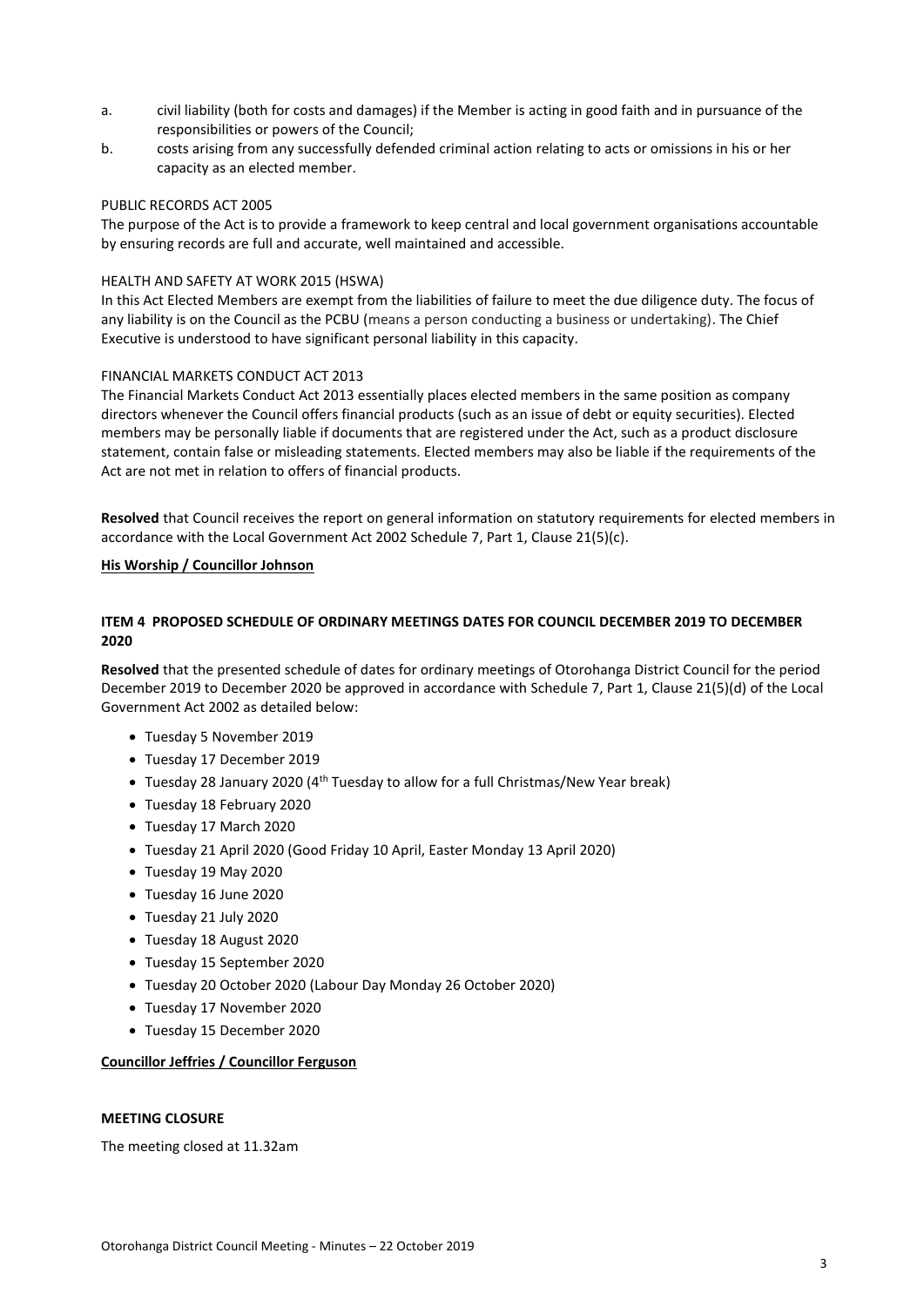a. civil liability (both for costs and damages) if the Member is acting in good faith and in pursuance of the responsibilities or powers of the Council;

b. costs arising from any successfully defended criminal action relating to acts or omissions in his or her capacity as an elected member.

PUBLIC RECORDS ACT 2005

The purpose of the Act is to provide a framework to keep central and local government organisations accountable by ensuring records are full and accurate, well maintained and accessible.

HEALTH AND SAFETY AT WORK 2015 (HSWA)

In this Act Elected Members are exempt from the liabilities of failure to meet the due diligence duty. The focus of any liability is on the Council as the PCBU (means a person conducting a business or undertaking). The Chief Executive is understood to have significant personal liability in this capacity.

FINANCIAL MARKETS CONDUCT ACT 2013

The Financial Markets Conduct Act 2013 essentially places elected members in the same position as company directors whenever the Council offers financial products (such as an issue of debt or equity securities). Elected members may be personally liable if documents that are registered under the Act, such as a product disclosure statement, contain false or misleading statements. Elected members may also be liable if the requirements of the Act are not met in relation to offers of financial products.

**Resolved** that Council receives the report on general information on statutory requirements for elected members in accordance with the Local Government Act 2002 Schedule 7, Part 1, Clause 21(5)(c).

**His Worship / Councillor Johnson**

**ITEM 4 PROPOSED SCHEDULE OF ORDINARY MEETINGS DATES FOR COUNCIL DECEMBER 2019 TO DECEMBER 2020**

**Resolved** that the presented schedule of dates for ordinary meetings of Otorohanga District Council for the period December 2019 to December 2020 be approved in accordance with Schedule 7, Part 1, Clause 21(5)(d) of the Local Government Act 2002 as detailed below:

- Tuesday 5 November 2019
- Tuesday 17 December 2019
- Tuesday 28 January 2020 (4th Tuesday to allow for a full Christmas/New Year break)
- Tuesday 18 February 2020
- Tuesday 17 March 2020
- Tuesday 21 April 2020 (Good Friday 10 April, Easter Monday 13 April 2020)
- Tuesday 19 May 2020
- Tuesday 16 June 2020
- Tuesday 21 July 2020
- Tuesday 18 August 2020
- Tuesday 15 September 2020
- Tuesday 20 October 2020 (Labour Day Monday 26 October 2020)
- Tuesday 17 November 2020
- Tuesday 15 December 2020

**Councillor Jeffries / Councillor Ferguson**

**MEETING CLOSURE**

The meeting closed at 11.32am